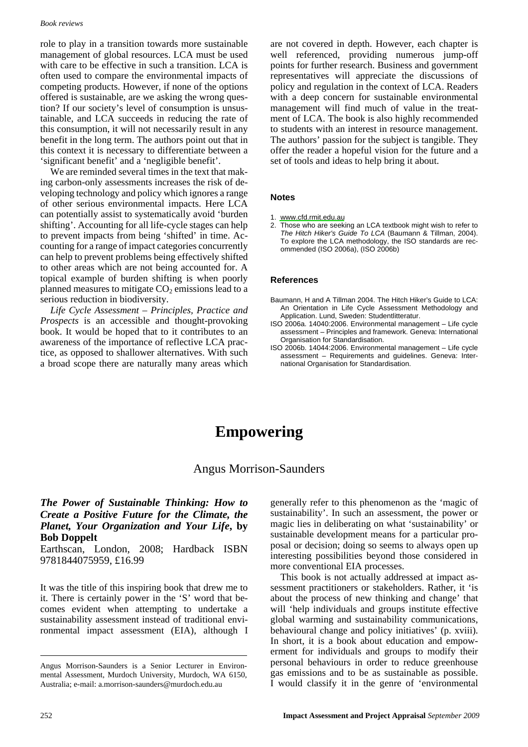role to play in a transition towards more sustainable management of global resources. LCA must be used with care to be effective in such a transition. LCA is often used to compare the environmental impacts of competing products. However, if none of the options offered is sustainable, are we asking the wrong question? If our society's level of consumption is unsustainable, and LCA succeeds in reducing the rate of this consumption, it will not necessarily result in any benefit in the long term. The authors point out that in this context it is necessary to differentiate between a 'significant benefit' and a 'negligible benefit'.

We are reminded several times in the text that making carbon-only assessments increases the risk of developing technology and policy which ignores a range of other serious environmental impacts. Here LCA can potentially assist to systematically avoid 'burden shifting'. Accounting for all life-cycle stages can help to prevent impacts from being 'shifted' in time. Accounting for a range of impact categories concurrently can help to prevent problems being effectively shifted to other areas which are not being accounted for. A topical example of burden shifting is when poorly planned measures to mitigate $CO_2$ emissions lead to a serious reduction in biodiversity.

*Life Cycle Assessment – Principles, Practice and Prospects* is an accessible and thought-provoking book. It would be hoped that to it contributes to an awareness of the importance of reflective LCA practice, as opposed to shallower alternatives. With such a broad scope there are naturally many areas which are not covered in depth. However, each chapter is well referenced, providing numerous jump-off points for further research. Business and government representatives will appreciate the discussions of policy and regulation in the context of LCA. Readers with a deep concern for sustainable environmental management will find much of value in the treatment of LCA. The book is also highly recommended to students with an interest in resource management. The authors' passion for the subject is tangible. They offer the reader a hopeful vision for the future and a set of tools and ideas to help bring it about.

### Notes

1. www.cfd.rmit.edu.au
2. Those who are seeking an LCA textbook might wish to refer to *The Hitch Hiker's Guide To LCA* (Baumann & Tillman, 2004). To explore the LCA methodology, the ISO standards are recommended (ISO 2006a), (ISO 2006b)

### References

Baumann, H and A Tillman 2004. The Hitch Hiker's Guide to LCA: An Orientation in Life Cycle Assessment Methodology and Application. Lund, Sweden: Studentlitteratur.

ISO 2006a. 14040:2006. Environmental management – Life cycle assessment – Principles and framework. Geneva: International Organisation for Standardisation.

ISO 2006b. 14044:2006. Environmental management – Life cycle assessment – Requirements and guidelines. Geneva: International Organisation for Standardisation.

# Empowering

Angus Morrison-Saunders

***The Power of Sustainable Thinking: How to Create a Positive Future for the Climate, the Planet, Your Organization and Your Life*, by Bob Doppelt**
Earthscan, London, 2008; Hardback ISBN 9781844075959, £16.99

It was the title of this inspiring book that drew me to it. There is certainly power in the 'S' word that becomes evident when attempting to undertake a sustainability assessment instead of traditional environmental impact assessment (EIA), although I generally refer to this phenomenon as the 'magic of sustainability'. In such an assessment, the power or magic lies in deliberating on what 'sustainability' or sustainable development means for a particular proposal or decision; doing so seems to always open up interesting possibilities beyond those considered in more conventional EIA processes.

This book is not actually addressed at impact assessment practitioners or stakeholders. Rather, it 'is about the process of new thinking and change' that will 'help individuals and groups institute effective global warming and sustainability communications, behavioural change and policy initiatives' (p. xviii). In short, it is a book about education and empowerment for individuals and groups to modify their personal behaviours in order to reduce greenhouse gas emissions and to be as sustainable as possible. I would classify it in the genre of 'environmental

Angus Morrison-Saunders is a Senior Lecturer in Environmental Assessment, Murdoch University, Murdoch, WA 6150, Australia; e-mail: a.morrison-saunders@murdoch.edu.au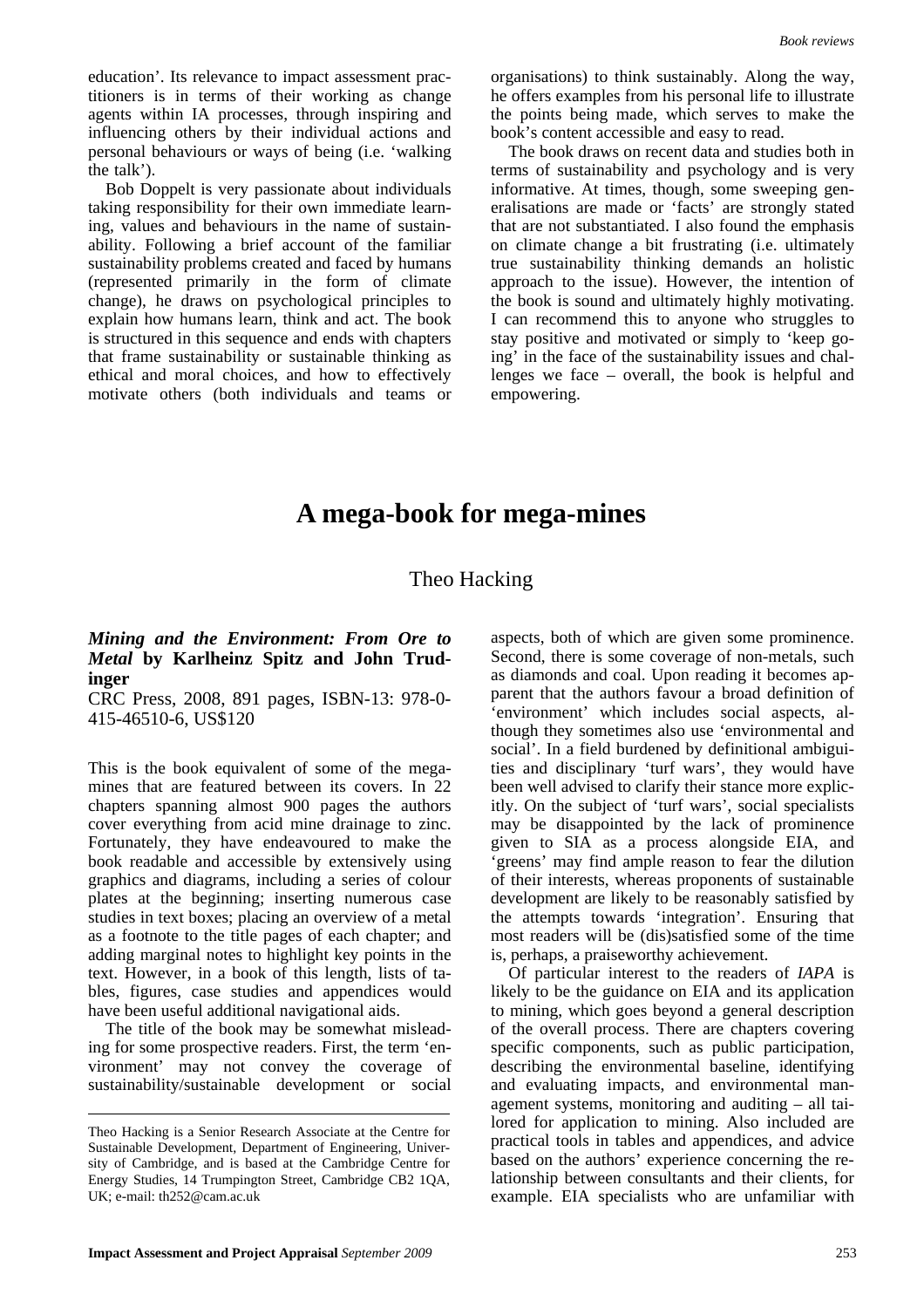education'. Its relevance to impact assessment practitioners is in terms of their working as change agents within IA processes, through inspiring and influencing others by their individual actions and personal behaviours or ways of being (i.e. 'walking the talk').

Bob Doppelt is very passionate about individuals taking responsibility for their own immediate learning, values and behaviours in the name of sustainability. Following a brief account of the familiar sustainability problems created and faced by humans (represented primarily in the form of climate change), he draws on psychological principles to explain how humans learn, think and act. The book is structured in this sequence and ends with chapters that frame sustainability or sustainable thinking as ethical and moral choices, and how to effectively motivate others (both individuals and teams or organisations) to think sustainably. Along the way, he offers examples from his personal life to illustrate the points being made, which serves to make the book's content accessible and easy to read.

The book draws on recent data and studies both in terms of sustainability and psychology and is very informative. At times, though, some sweeping generalisations are made or 'facts' are strongly stated that are not substantiated. I also found the emphasis on climate change a bit frustrating (i.e. ultimately true sustainability thinking demands an holistic approach to the issue). However, the intention of the book is sound and ultimately highly motivating. I can recommend this to anyone who struggles to stay positive and motivated or simply to 'keep going' in the face of the sustainability issues and challenges we face – overall, the book is helpful and empowering.

# A mega-book for mega-mines

Theo Hacking

***Mining and the Environment: From Ore to Metal*** **by Karlheinz Spitz and John Trudinger**
CRC Press, 2008, 891 pages, ISBN-13: 978-0-415-46510-6, US$120

This is the book equivalent of some of the mega-mines that are featured between its covers. In 22 chapters spanning almost 900 pages the authors cover everything from acid mine drainage to zinc. Fortunately, they have endeavoured to make the book readable and accessible by extensively using graphics and diagrams, including a series of colour plates at the beginning; inserting numerous case studies in text boxes; placing an overview of a metal as a footnote to the title pages of each chapter; and adding marginal notes to highlight key points in the text. However, in a book of this length, lists of tables, figures, case studies and appendices would have been useful additional navigational aids.

The title of the book may be somewhat misleading for some prospective readers. First, the term 'environment' may not convey the coverage of sustainability/sustainable development or social aspects, both of which are given some prominence. Second, there is some coverage of non-metals, such as diamonds and coal. Upon reading it becomes apparent that the authors favour a broad definition of 'environment' which includes social aspects, although they sometimes also use 'environmental and social'. In a field burdened by definitional ambiguities and disciplinary 'turf wars', they would have been well advised to clarify their stance more explicitly. On the subject of 'turf wars', social specialists may be disappointed by the lack of prominence given to SIA as a process alongside EIA, and 'greens' may find ample reason to fear the dilution of their interests, whereas proponents of sustainable development are likely to be reasonably satisfied by the attempts towards 'integration'. Ensuring that most readers will be (dis)satisfied some of the time is, perhaps, a praiseworthy achievement.

Of particular interest to the readers of *IAPA* is likely to be the guidance on EIA and its application to mining, which goes beyond a general description of the overall process. There are chapters covering specific components, such as public participation, describing the environmental baseline, identifying and evaluating impacts, and environmental management systems, monitoring and auditing – all tailored for application to mining. Also included are practical tools in tables and appendices, and advice based on the authors' experience concerning the relationship between consultants and their clients, for example. EIA specialists who are unfamiliar with

---

Theo Hacking is a Senior Research Associate at the Centre for Sustainable Development, Department of Engineering, University of Cambridge, and is based at the Cambridge Centre for Energy Studies, 14 Trumpington Street, Cambridge CB2 1QA, UK; e-mail: th252@cam.ac.uk